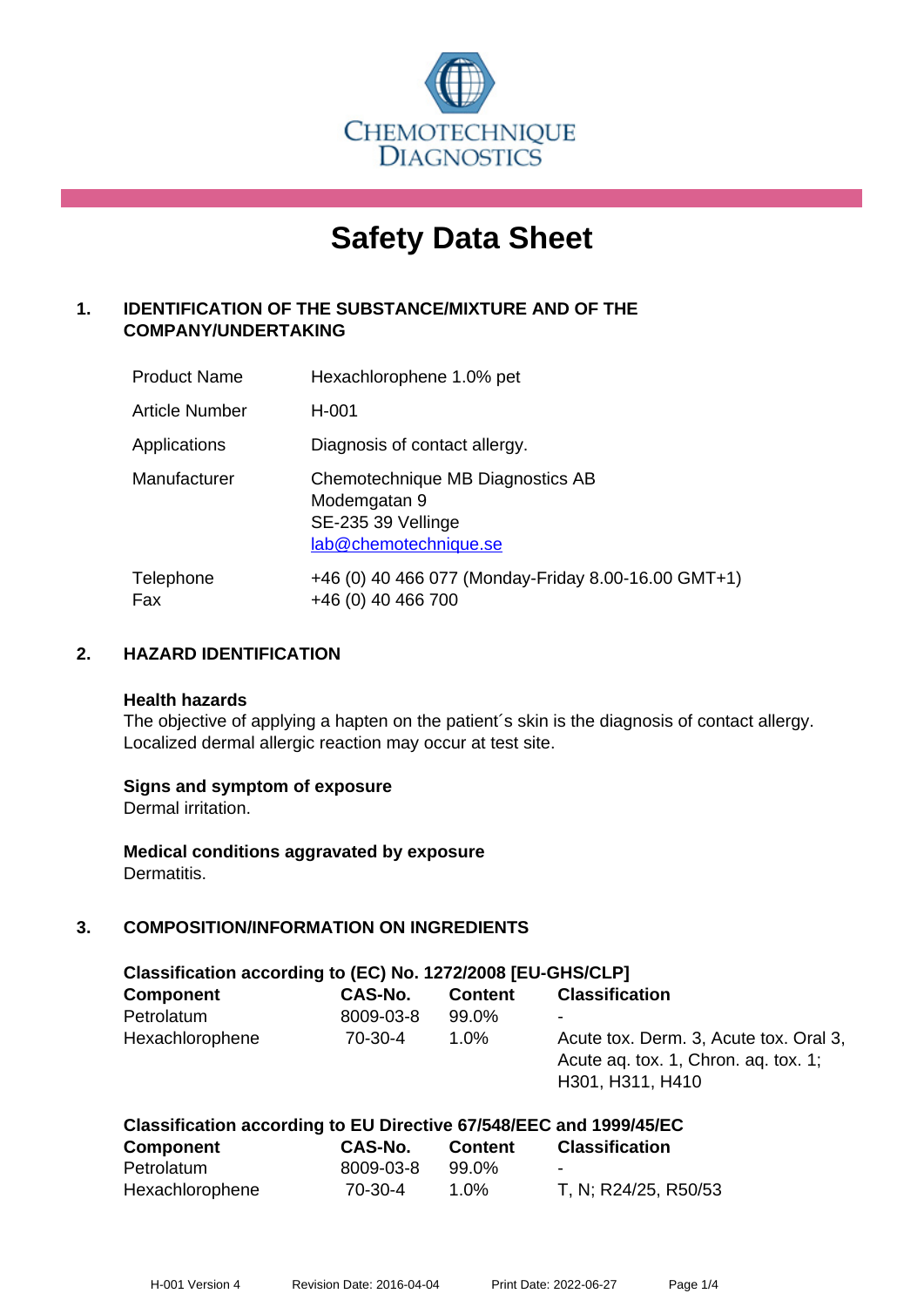CHEMOTECHNIQUE DIAGNOSTICS

# Safety Data Sheet

## 1. IDENTIFICATION OF THE SUBSTANCE/MIXTURE AND OF THE COMPANY/UNDERTAKING

| | |
|---|---|
| Product Name | Hexachlorophene 1.0% pet |
| Article Number | H-001 |
| Applications | Diagnosis of contact allergy. |
| Manufacturer | Chemotechnique MB Diagnostics AB<br>Modemgatan 9<br>SE-235 39 Vellinge<br>lab@chemotechnique.se |
| Telephone<br>Fax | +46 (0) 40 466 077 (Monday-Friday 8.00-16.00 GMT+1)<br>+46 (0) 40 466 700 |

## 2. HAZARD IDENTIFICATION

**Health hazards**

The objective of applying a hapten on the patient´s skin is the diagnosis of contact allergy. Localized dermal allergic reaction may occur at test site.

**Signs and symptom of exposure**

Dermal irritation.

**Medical conditions aggravated by exposure**

Dermatitis.

## 3. COMPOSITION/INFORMATION ON INGREDIENTS

**Classification according to (EC) No. 1272/2008 [EU-GHS/CLP]**

| Component | CAS-No. | Content | Classification |
|---|---|---|---|
| Petrolatum | 8009-03-8 | 99.0% | - |
| Hexachlorophene | 70-30-4 | 1.0% | Acute tox. Derm. 3, Acute tox. Oral 3, Acute aq. tox. 1, Chron. aq. tox. 1; H301, H311, H410 |

**Classification according to EU Directive 67/548/EEC and 1999/45/EC**

| Component | CAS-No. | Content | Classification |
|---|---|---|---|
| Petrolatum | 8009-03-8 | 99.0% | - |
| Hexachlorophene | 70-30-4 | 1.0% | T, N; R24/25, R50/53 |

H-001 Version 4 Revision Date: 2016-04-04 Print Date: 2022-06-27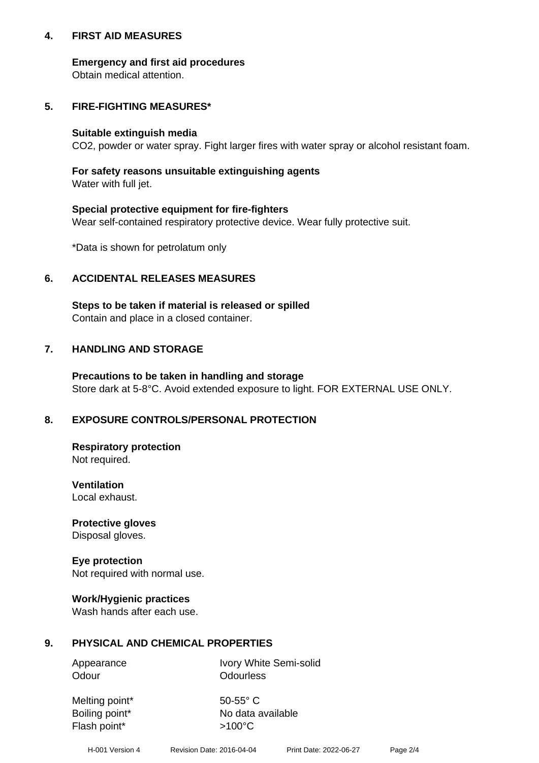## 4. FIRST AID MEASURES

**Emergency and first aid procedures**
Obtain medical attention.

## 5. FIRE-FIGHTING MEASURES*

**Suitable extinguish media**
$CO_2$, powder or water spray. Fight larger fires with water spray or alcohol resistant foam.

**For safety reasons unsuitable extinguishing agents**
Water with full jet.

**Special protective equipment for fire-fighters**
Wear self-contained respiratory protective device. Wear fully protective suit.

*Data is shown for petrolatum only

## 6. ACCIDENTAL RELEASES MEASURES

**Steps to be taken if material is released or spilled**
Contain and place in a closed container.

## 7. HANDLING AND STORAGE

**Precautions to be taken in handling and storage**
Store dark at 5-8°C. Avoid extended exposure to light. FOR EXTERNAL USE ONLY.

## 8. EXPOSURE CONTROLS/PERSONAL PROTECTION

**Respiratory protection**
Not required.

**Ventilation**
Local exhaust.

**Protective gloves**
Disposal gloves.

**Eye protection**
Not required with normal use.

**Work/Hygienic practices**
Wash hands after each use.

## 9. PHYSICAL AND CHEMICAL PROPERTIES

| | |
|---|---|
| Appearance | Ivory White Semi-solid |
| Odour | Odourless |
| Melting point* | 50-55° C |
| Boiling point* | No data available |
| Flash point* | >100°C |

H-001 Version 4 Revision Date: 2016-04-04 Print Date: 2022-06-27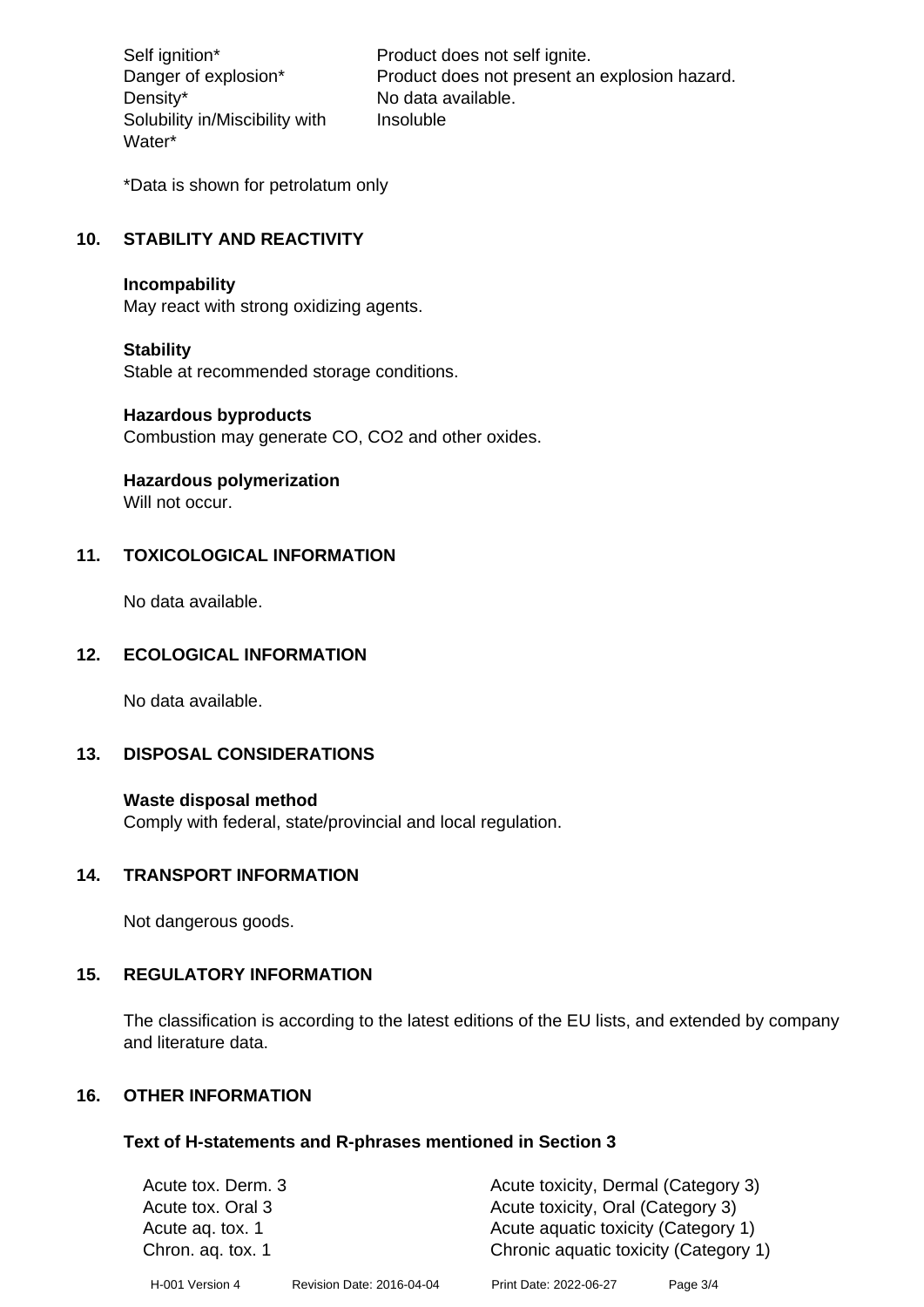| | |
|---|---|
| Self ignition* | Product does not self ignite. |
| Danger of explosion* | Product does not present an explosion hazard. |
| Density* | No data available. |
| Solubility in/Miscibility with Water* | Insoluble |

*Data is shown for petrolatum only

## 10. STABILITY AND REACTIVITY

**Incompability**
May react with strong oxidizing agents.

**Stability**
Stable at recommended storage conditions.

**Hazardous byproducts**
Combustion may generate CO, $CO_2$ and other oxides.

**Hazardous polymerization**
Will not occur.

## 11. TOXICOLOGICAL INFORMATION

No data available.

## 12. ECOLOGICAL INFORMATION

No data available.

## 13. DISPOSAL CONSIDERATIONS

**Waste disposal method**
Comply with federal, state/provincial and local regulation.

## 14. TRANSPORT INFORMATION

Not dangerous goods.

## 15. REGULATORY INFORMATION

The classification is according to the latest editions of the EU lists, and extended by company and literature data.

## 16. OTHER INFORMATION

### Text of H-statements and R-phrases mentioned in Section 3

| | |
|---|---|
| Acute tox. Derm. 3 | Acute toxicity, Dermal (Category 3) |
| Acute tox. Oral 3 | Acute toxicity, Oral (Category 3) |
| Acute aq. tox. 1 | Acute aquatic toxicity (Category 1) |
| Chron. aq. tox. 1 | Chronic aquatic toxicity (Category 1) |

H-001 Version 4 Revision Date: 2016-04-04 Print Date: 2022-06-27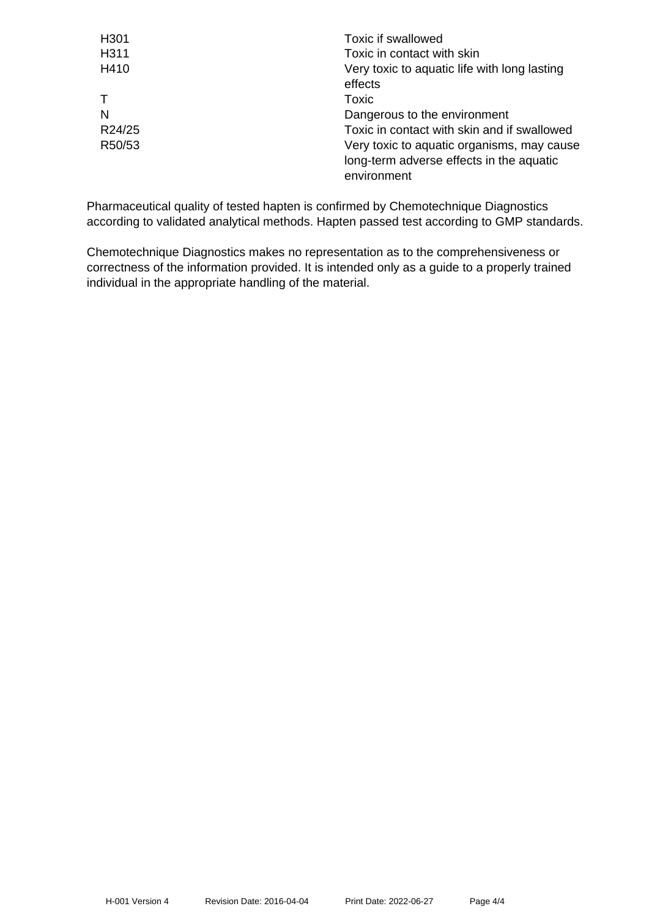| | |
|---|---|
| H301 | Toxic if swallowed |
| H311 | Toxic in contact with skin |
| H410 | Very toxic to aquatic life with long lasting effects |
| T | Toxic |
| N | Dangerous to the environment |
| R24/25 | Toxic in contact with skin and if swallowed |
| R50/53 | Very toxic to aquatic organisms, may cause long-term adverse effects in the aquatic environment |

Pharmaceutical quality of tested hapten is confirmed by Chemotechnique Diagnostics according to validated analytical methods. Hapten passed test according to GMP standards.

Chemotechnique Diagnostics makes no representation as to the comprehensiveness or correctness of the information provided. It is intended only as a guide to a properly trained individual in the appropriate handling of the material.